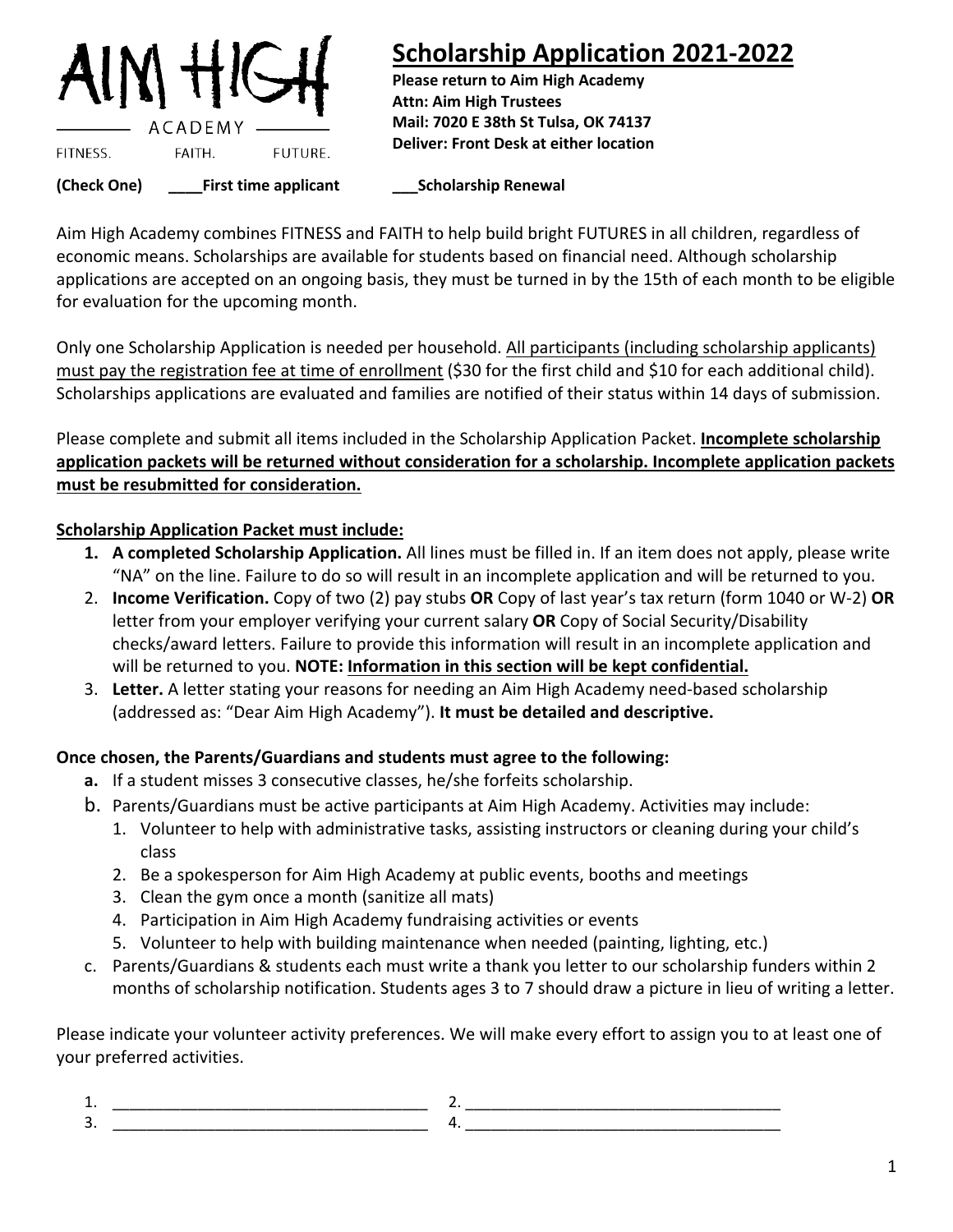AIM HIGH

ACADEMY

FITNESS. FAITH. FUTURE.

# Scholarship Application 2021-2022

**Please return to Aim High Academy**
**Attn: Aim High Trustees**
**Mail: 7020 E 38th St Tulsa, OK 74137**
**Deliver: Front Desk at either location**

**(Check One)** **____First time applicant** **___Scholarship Renewal**

Aim High Academy combines FITNESS and FAITH to help build bright FUTURES in all children, regardless of economic means. Scholarships are available for students based on financial need. Although scholarship applications are accepted on an ongoing basis, they must be turned in by the 15th of each month to be eligible for evaluation for the upcoming month.

Only one Scholarship Application is needed per household. All participants (including scholarship applicants) must pay the registration fee at time of enrollment ($30 for the first child and $10 for each additional child). Scholarships applications are evaluated and families are notified of their status within 14 days of submission.

Please complete and submit all items included in the Scholarship Application Packet. **Incomplete scholarship application packets will be returned without consideration for a scholarship. Incomplete application packets must be resubmitted for consideration.**

**Scholarship Application Packet must include:**

1. **A completed Scholarship Application.** All lines must be filled in. If an item does not apply, please write "NA" on the line. Failure to do so will result in an incomplete application and will be returned to you.
2. **Income Verification.** Copy of two (2) pay stubs **OR** Copy of last year's tax return (form 1040 or W-2) **OR** letter from your employer verifying your current salary **OR** Copy of Social Security/Disability checks/award letters. Failure to provide this information will result in an incomplete application and will be returned to you. **NOTE: Information in this section will be kept confidential.**
3. **Letter.** A letter stating your reasons for needing an Aim High Academy need-based scholarship (addressed as: "Dear Aim High Academy"). **It must be detailed and descriptive.**

**Once chosen, the Parents/Guardians and students must agree to the following:**

a. If a student misses 3 consecutive classes, he/she forfeits scholarship.
b. Parents/Guardians must be active participants at Aim High Academy. Activities may include:
   1. Volunteer to help with administrative tasks, assisting instructors or cleaning during your child's class
   2. Be a spokesperson for Aim High Academy at public events, booths and meetings
   3. Clean the gym once a month (sanitize all mats)
   4. Participation in Aim High Academy fundraising activities or events
   5. Volunteer to help with building maintenance when needed (painting, lighting, etc.)
c. Parents/Guardians & students each must write a thank you letter to our scholarship funders within 2 months of scholarship notification. Students ages 3 to 7 should draw a picture in lieu of writing a letter.

Please indicate your volunteer activity preferences. We will make every effort to assign you to at least one of your preferred activities.

1. ___________________________________ 2. ___________________________________
3. ___________________________________ 4. ___________________________________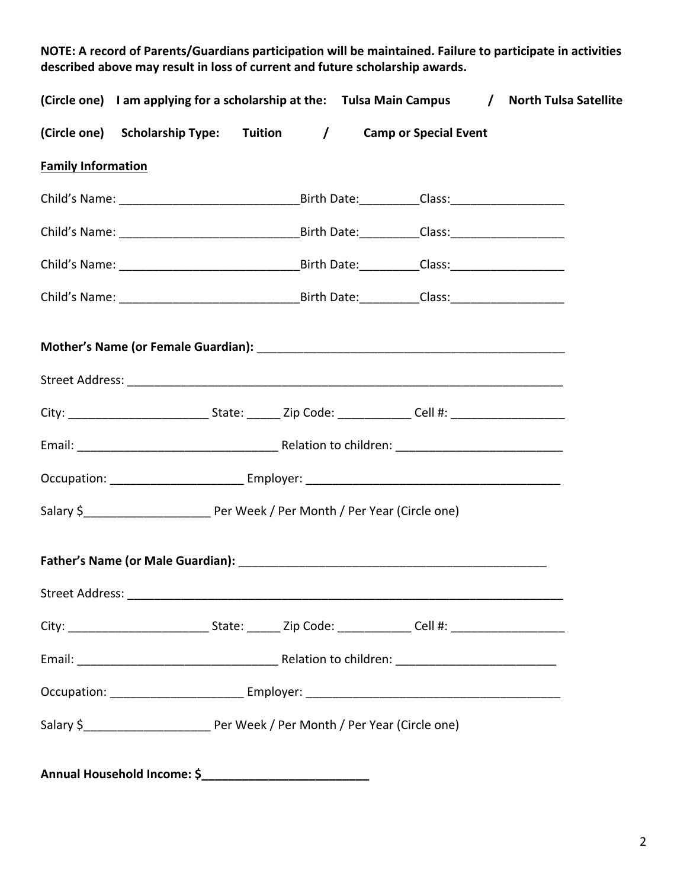**NOTE: A record of Parents/Guardians participation will be maintained. Failure to participate in activities described above may result in loss of current and future scholarship awards.**

**(Circle one) I am applying for a scholarship at the: Tulsa Main Campus / North Tulsa Satellite**

**(Circle one) Scholarship Type: Tuition / Camp or Special Event**

**Family Information**

Child's Name: ___________________________Birth Date:_________Class:_________________

Child's Name: ___________________________Birth Date:_________Class:_________________

Child's Name: ___________________________Birth Date:_________Class:_________________

Child's Name: ___________________________Birth Date:_________Class:_________________

**Mother's Name (or Female Guardian):** ______________________________________________

Street Address: ____________________________________________________________________

City: _____________________ State: _____ Zip Code: ___________ Cell #: _________________

Email: ______________________________ Relation to children: _________________________

Occupation: ___________________ Employer: ______________________________________

Salary $___________________ Per Week / Per Month / Per Year (Circle one)

**Father's Name (or Male Guardian):** ______________________________________________

Street Address: ____________________________________________________________________

City: _____________________ State: _____ Zip Code: ___________ Cell #: _________________

Email: ______________________________ Relation to children: ________________________

Occupation: ___________________ Employer: ______________________________________

Salary $___________________ Per Week / Per Month / Per Year (Circle one)

**Annual Household Income: $_________________________**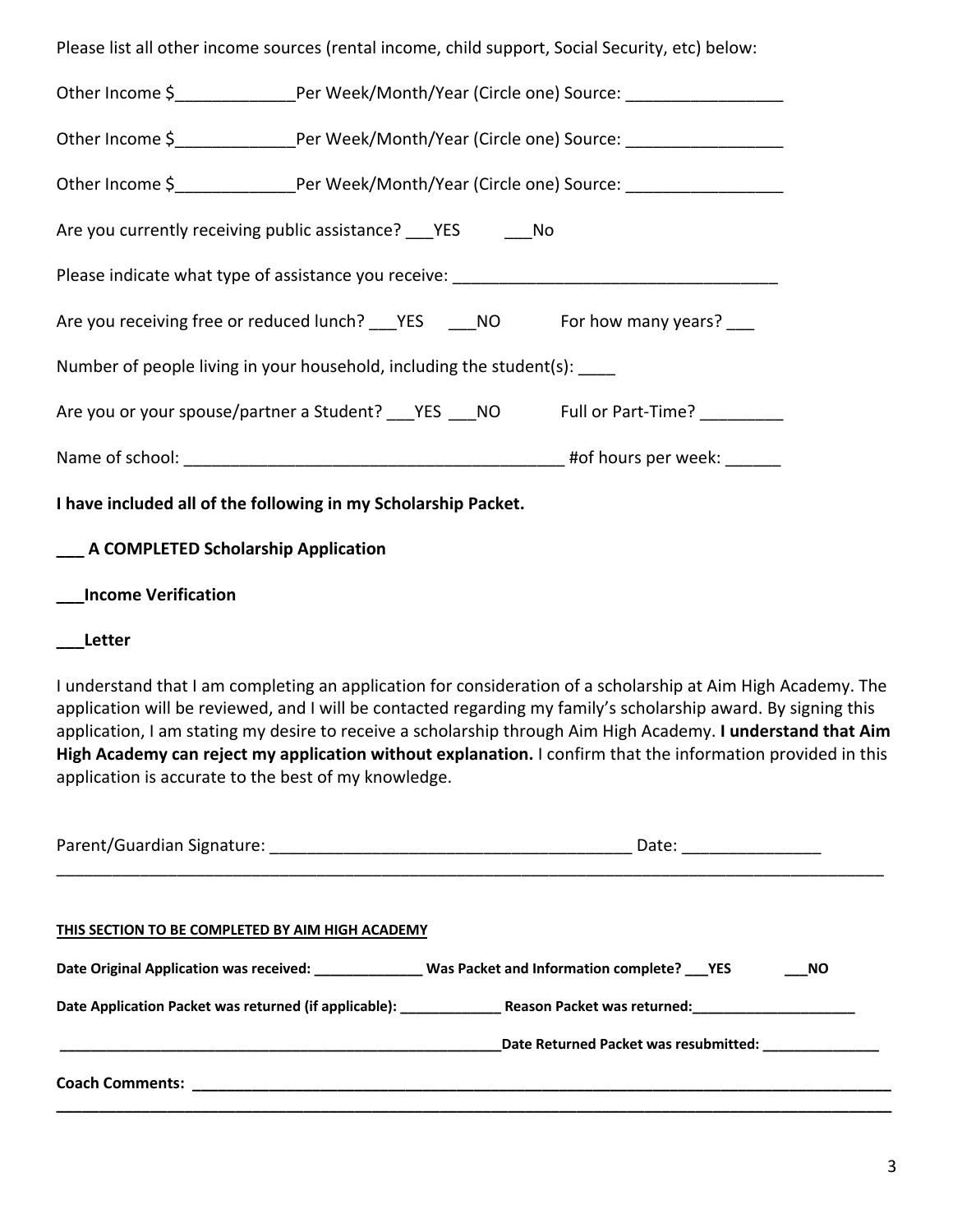Please list all other income sources (rental income, child support, Social Security, etc) below:

Other Income $_____________Per Week/Month/Year (Circle one) Source: _________________

Other Income $_____________Per Week/Month/Year (Circle one) Source: _________________

Other Income $_____________Per Week/Month/Year (Circle one) Source: _________________

Are you currently receiving public assistance? ___YES ___No

Please indicate what type of assistance you receive: ___________________________________

Are you receiving free or reduced lunch? ___YES ___NO For how many years? ___

Number of people living in your household, including the student(s): ____

Are you or your spouse/partner a Student? ___YES ___NO Full or Part-Time? _________

Name of school: _________________________________________ #of hours per week: ______

**I have included all of the following in my Scholarship Packet.**

**___ A COMPLETED Scholarship Application**

**___Income Verification**

**___Letter**

I understand that I am completing an application for consideration of a scholarship at Aim High Academy. The application will be reviewed, and I will be contacted regarding my family's scholarship award. By signing this application, I am stating my desire to receive a scholarship through Aim High Academy. **I understand that Aim High Academy can reject my application without explanation.** I confirm that the information provided in this application is accurate to the best of my knowledge.

Parent/Guardian Signature: _______________________________________ Date: _______________

---

**THIS SECTION TO BE COMPLETED BY AIM HIGH ACADEMY**

**Date Original Application was received: ______________ Was Packet and Information complete? ___YES ___NO**

**Date Application Packet was returned (if applicable): _____________ Reason Packet was returned:_____________________**

**_________________________________________________________Date Returned Packet was resubmitted: _______________**

**Coach Comments: ______________________________________________________________________________**

**______________________________________________________________________________________________**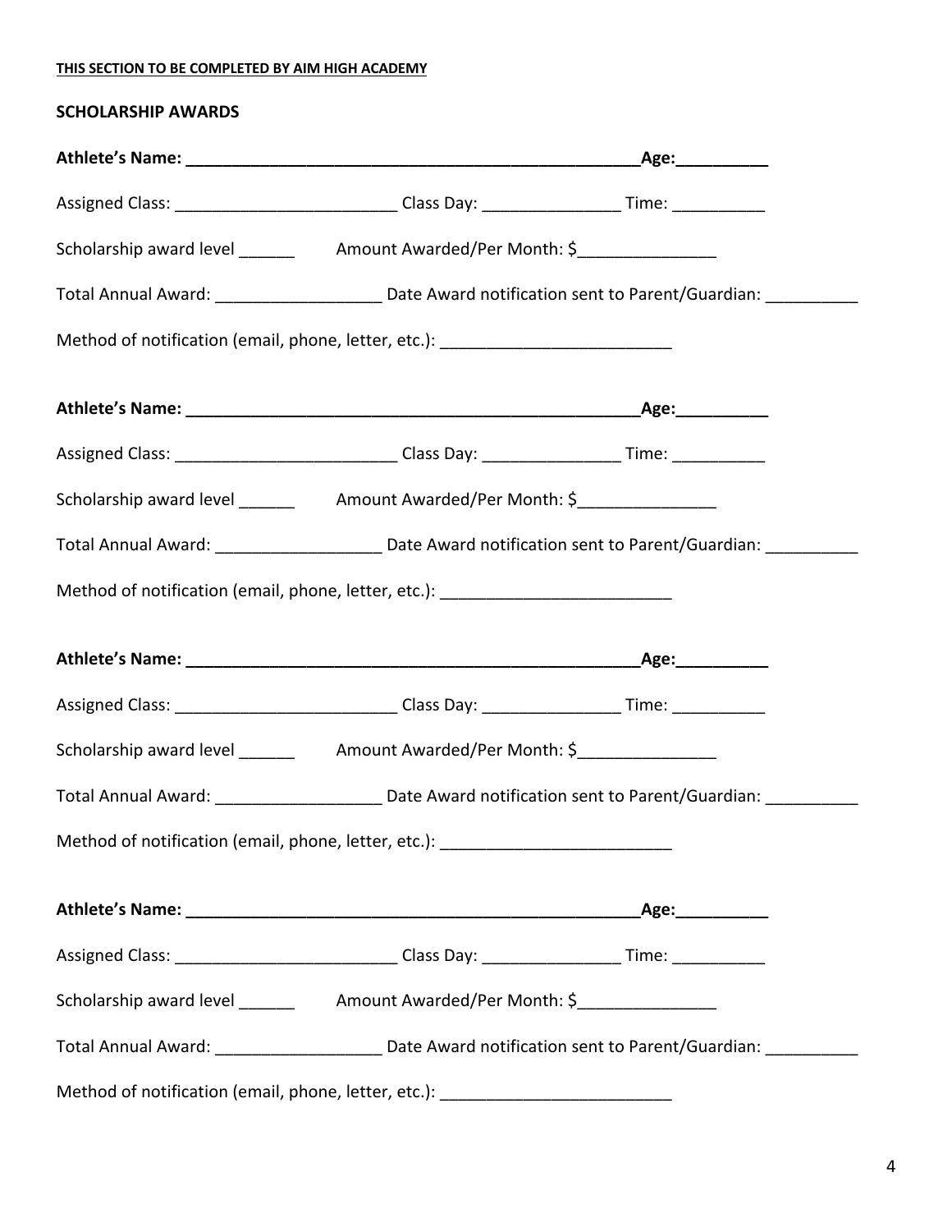**<u>THIS SECTION TO BE COMPLETED BY AIM HIGH ACADEMY</u>**

**SCHOLARSHIP AWARDS**

**Athlete's Name: \_\_\_\_\_\_\_\_\_\_\_\_\_\_\_\_\_\_\_\_\_\_\_\_\_\_\_\_\_\_\_\_\_\_\_\_\_\_\_\_\_\_\_\_\_\_\_\_\_\_Age:\_\_\_\_\_\_\_\_\_\_**

Assigned Class: \_\_\_\_\_\_\_\_\_\_\_\_\_\_\_\_\_\_\_\_\_\_\_\_ Class Day: \_\_\_\_\_\_\_\_\_\_\_\_\_\_\_ Time: \_\_\_\_\_\_\_\_\_\_

Scholarship award level \_\_\_\_\_\_ Amount Awarded/Per Month: $\_\_\_\_\_\_\_\_\_\_\_\_\_\_\_

Total Annual Award: \_\_\_\_\_\_\_\_\_\_\_\_\_\_\_\_\_\_ Date Award notification sent to Parent/Guardian: \_\_\_\_\_\_\_\_\_\_

Method of notification (email, phone, letter, etc.): \_\_\_\_\_\_\_\_\_\_\_\_\_\_\_\_\_\_\_\_\_\_\_\_\_

**Athlete's Name: \_\_\_\_\_\_\_\_\_\_\_\_\_\_\_\_\_\_\_\_\_\_\_\_\_\_\_\_\_\_\_\_\_\_\_\_\_\_\_\_\_\_\_\_\_\_\_\_\_\_Age:\_\_\_\_\_\_\_\_\_\_**

Assigned Class: \_\_\_\_\_\_\_\_\_\_\_\_\_\_\_\_\_\_\_\_\_\_\_\_ Class Day: \_\_\_\_\_\_\_\_\_\_\_\_\_\_\_ Time: \_\_\_\_\_\_\_\_\_\_

Scholarship award level \_\_\_\_\_\_ Amount Awarded/Per Month: $\_\_\_\_\_\_\_\_\_\_\_\_\_\_\_

Total Annual Award: \_\_\_\_\_\_\_\_\_\_\_\_\_\_\_\_\_\_ Date Award notification sent to Parent/Guardian: \_\_\_\_\_\_\_\_\_\_

Method of notification (email, phone, letter, etc.): \_\_\_\_\_\_\_\_\_\_\_\_\_\_\_\_\_\_\_\_\_\_\_\_\_

**Athlete's Name: \_\_\_\_\_\_\_\_\_\_\_\_\_\_\_\_\_\_\_\_\_\_\_\_\_\_\_\_\_\_\_\_\_\_\_\_\_\_\_\_\_\_\_\_\_\_\_\_\_\_Age:\_\_\_\_\_\_\_\_\_\_**

Assigned Class: \_\_\_\_\_\_\_\_\_\_\_\_\_\_\_\_\_\_\_\_\_\_\_\_ Class Day: \_\_\_\_\_\_\_\_\_\_\_\_\_\_\_ Time: \_\_\_\_\_\_\_\_\_\_

Scholarship award level \_\_\_\_\_\_ Amount Awarded/Per Month: $\_\_\_\_\_\_\_\_\_\_\_\_\_\_\_

Total Annual Award: \_\_\_\_\_\_\_\_\_\_\_\_\_\_\_\_\_\_ Date Award notification sent to Parent/Guardian: \_\_\_\_\_\_\_\_\_\_

Method of notification (email, phone, letter, etc.): \_\_\_\_\_\_\_\_\_\_\_\_\_\_\_\_\_\_\_\_\_\_\_\_\_

**Athlete's Name: \_\_\_\_\_\_\_\_\_\_\_\_\_\_\_\_\_\_\_\_\_\_\_\_\_\_\_\_\_\_\_\_\_\_\_\_\_\_\_\_\_\_\_\_\_\_\_\_\_\_Age:\_\_\_\_\_\_\_\_\_\_**

Assigned Class: \_\_\_\_\_\_\_\_\_\_\_\_\_\_\_\_\_\_\_\_\_\_\_\_ Class Day: \_\_\_\_\_\_\_\_\_\_\_\_\_\_\_ Time: \_\_\_\_\_\_\_\_\_\_

Scholarship award level \_\_\_\_\_\_ Amount Awarded/Per Month: $\_\_\_\_\_\_\_\_\_\_\_\_\_\_\_

Total Annual Award: \_\_\_\_\_\_\_\_\_\_\_\_\_\_\_\_\_\_ Date Award notification sent to Parent/Guardian: \_\_\_\_\_\_\_\_\_\_

Method of notification (email, phone, letter, etc.): \_\_\_\_\_\_\_\_\_\_\_\_\_\_\_\_\_\_\_\_\_\_\_\_\_